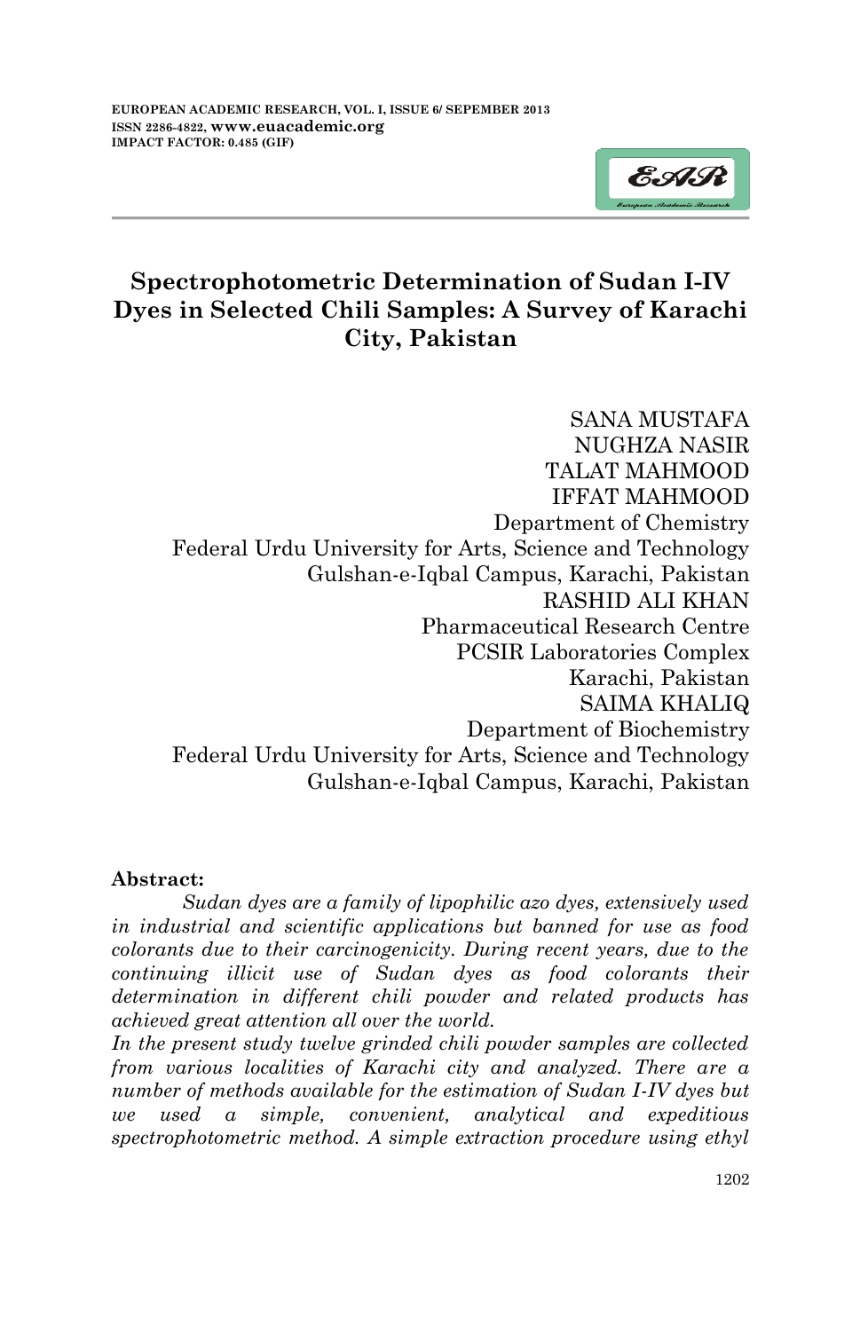# Spectrophotometric Determination of Sudan I-IV Dyes in Selected Chili Samples: A Survey of Karachi City, Pakistan

SANA MUSTAFA
NUGHZA NASIR
TALAT MAHMOOD
IFFAT MAHMOOD
Department of Chemistry
Federal Urdu University for Arts, Science and Technology
Gulshan-e-Iqbal Campus, Karachi, Pakistan
RASHID ALI KHAN
Pharmaceutical Research Centre
PCSIR Laboratories Complex
Karachi, Pakistan
SAIMA KHALIQ
Department of Biochemistry
Federal Urdu University for Arts, Science and Technology
Gulshan-e-Iqbal Campus, Karachi, Pakistan

**Abstract:**

*Sudan dyes are a family of lipophilic azo dyes, extensively used in industrial and scientific applications but banned for use as food colorants due to their carcinogenicity. During recent years, due to the continuing illicit use of Sudan dyes as food colorants their determination in different chili powder and related products has achieved great attention all over the world.*

*In the present study twelve grinded chili powder samples are collected from various localities of Karachi city and analyzed. There are a number of methods available for the estimation of Sudan I-IV dyes but we used a simple, convenient, analytical and expeditious spectrophotometric method. A simple extraction procedure using ethyl*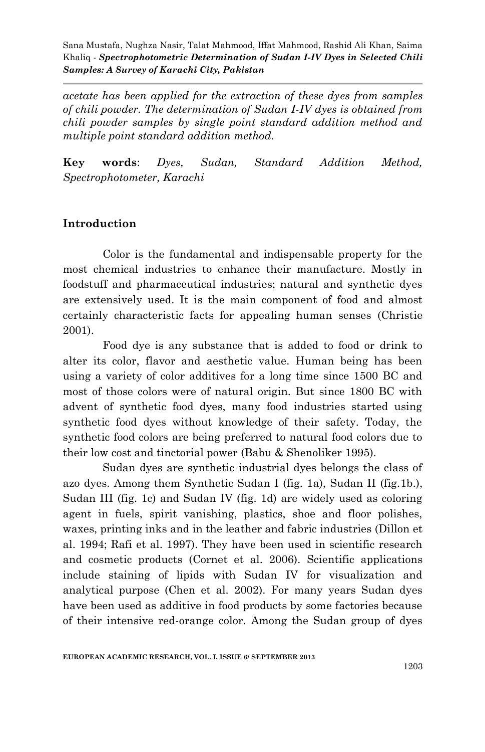*acetate has been applied for the extraction of these dyes from samples of chili powder. The determination of Sudan I-IV dyes is obtained from chili powder samples by single point standard addition method and multiple point standard addition method.*

**Key words**: *Dyes, Sudan, Standard Addition Method, Spectrophotometer, Karachi*

## Introduction

Color is the fundamental and indispensable property for the most chemical industries to enhance their manufacture. Mostly in foodstuff and pharmaceutical industries; natural and synthetic dyes are extensively used. It is the main component of food and almost certainly characteristic facts for appealing human senses (Christie 2001).

Food dye is any substance that is added to food or drink to alter its color, flavor and aesthetic value. Human being has been using a variety of color additives for a long time since 1500 BC and most of those colors were of natural origin. But since 1800 BC with advent of synthetic food dyes, many food industries started using synthetic food dyes without knowledge of their safety. Today, the synthetic food colors are being preferred to natural food colors due to their low cost and tinctorial power (Babu & Shenoliker 1995).

Sudan dyes are synthetic industrial dyes belongs the class of azo dyes. Among them Synthetic Sudan I (fig. 1a), Sudan II (fig.1b.), Sudan III (fig. 1c) and Sudan IV (fig. 1d) are widely used as coloring agent in fuels, spirit vanishing, plastics, shoe and floor polishes, waxes, printing inks and in the leather and fabric industries (Dillon et al. 1994; Rafi et al. 1997). They have been used in scientific research and cosmetic products (Cornet et al. 2006). Scientific applications include staining of lipids with Sudan IV for visualization and analytical purpose (Chen et al. 2002). For many years Sudan dyes have been used as additive in food products by some factories because of their intensive red-orange color. Among the Sudan group of dyes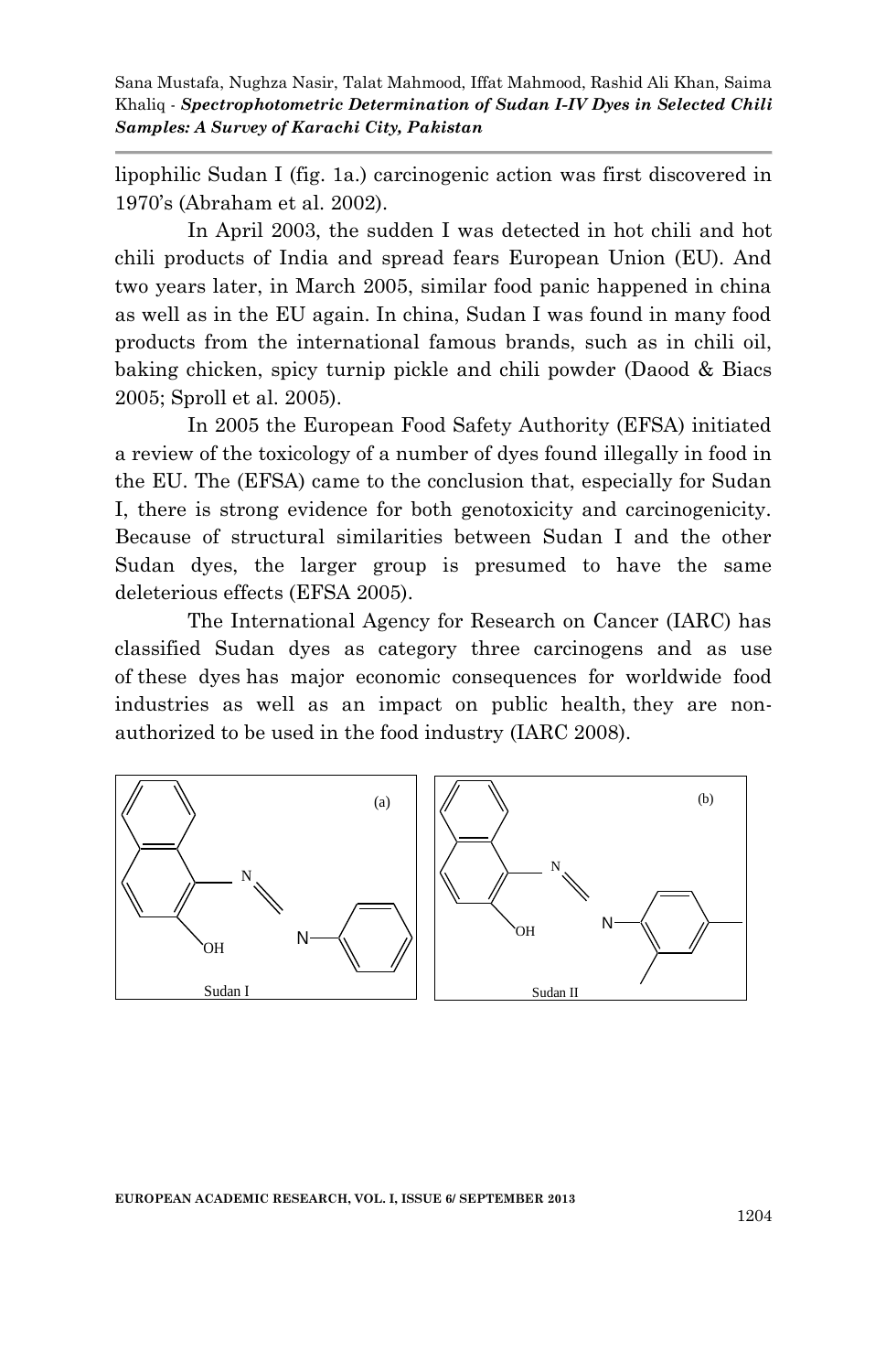lipophilic Sudan I (fig. 1a.) carcinogenic action was first discovered in 1970's (Abraham et al. 2002).

In April 2003, the sudden I was detected in hot chili and hot chili products of India and spread fears European Union (EU). And two years later, in March 2005, similar food panic happened in china as well as in the EU again. In china, Sudan I was found in many food products from the international famous brands, such as in chili oil, baking chicken, spicy turnip pickle and chili powder (Daood & Biacs 2005; Sproll et al. 2005).

In 2005 the European Food Safety Authority (EFSA) initiated a review of the toxicology of a number of dyes found illegally in food in the EU. The (EFSA) came to the conclusion that, especially for Sudan I, there is strong evidence for both genotoxicity and carcinogenicity. Because of structural similarities between Sudan I and the other Sudan dyes, the larger group is presumed to have the same deleterious effects (EFSA 2005).

The International Agency for Research on Cancer (IARC) has classified Sudan dyes as category three carcinogens and as use of these dyes has major economic consequences for worldwide food industries as well as an impact on public health, they are non-authorized to be used in the food industry (IARC 2008).

(a)

N

N

OH

Sudan I

(b)

N

N

OH

Sudan II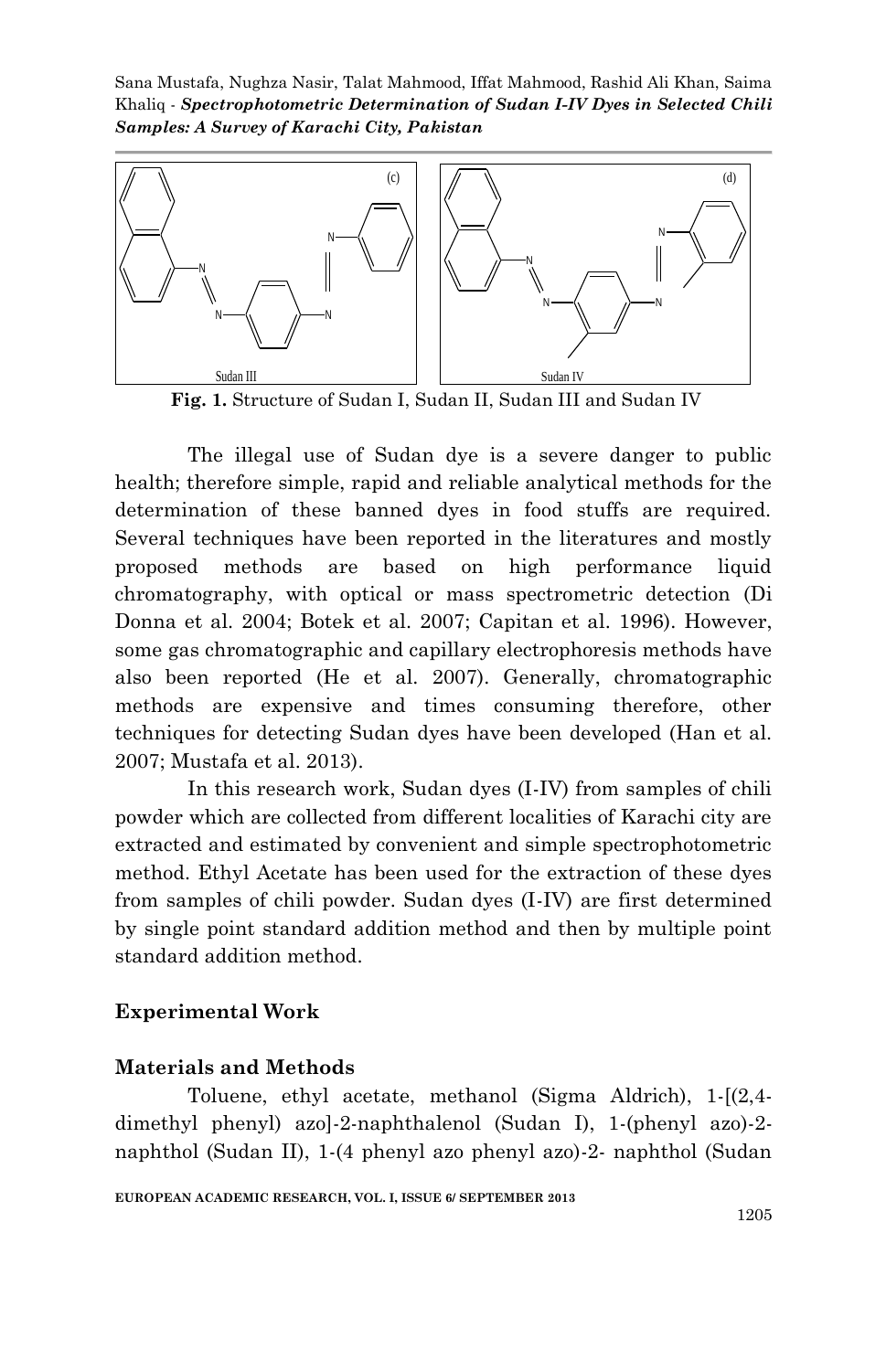(c)

Sudan III

(d)

Sudan IV

**Fig. 1.** Structure of Sudan I, Sudan II, Sudan III and Sudan IV

The illegal use of Sudan dye is a severe danger to public health; therefore simple, rapid and reliable analytical methods for the determination of these banned dyes in food stuffs are required. Several techniques have been reported in the literatures and mostly proposed methods are based on high performance liquid chromatography, with optical or mass spectrometric detection (Di Donna et al. 2004; Botek et al. 2007; Capitan et al. 1996). However, some gas chromatographic and capillary electrophoresis methods have also been reported (He et al. 2007). Generally, chromatographic methods are expensive and times consuming therefore, other techniques for detecting Sudan dyes have been developed (Han et al. 2007; Mustafa et al. 2013).

In this research work, Sudan dyes (I-IV) from samples of chili powder which are collected from different localities of Karachi city are extracted and estimated by convenient and simple spectrophotometric method. Ethyl Acetate has been used for the extraction of these dyes from samples of chili powder. Sudan dyes (I-IV) are first determined by single point standard addition method and then by multiple point standard addition method.

## Experimental Work

### Materials and Methods

Toluene, ethyl acetate, methanol (Sigma Aldrich), 1-[(2,4-dimethyl phenyl) azo]-2-naphthalenol (Sudan I), 1-(phenyl azo)-2-naphthol (Sudan II), 1-(4 phenyl azo phenyl azo)-2- naphthol (Sudan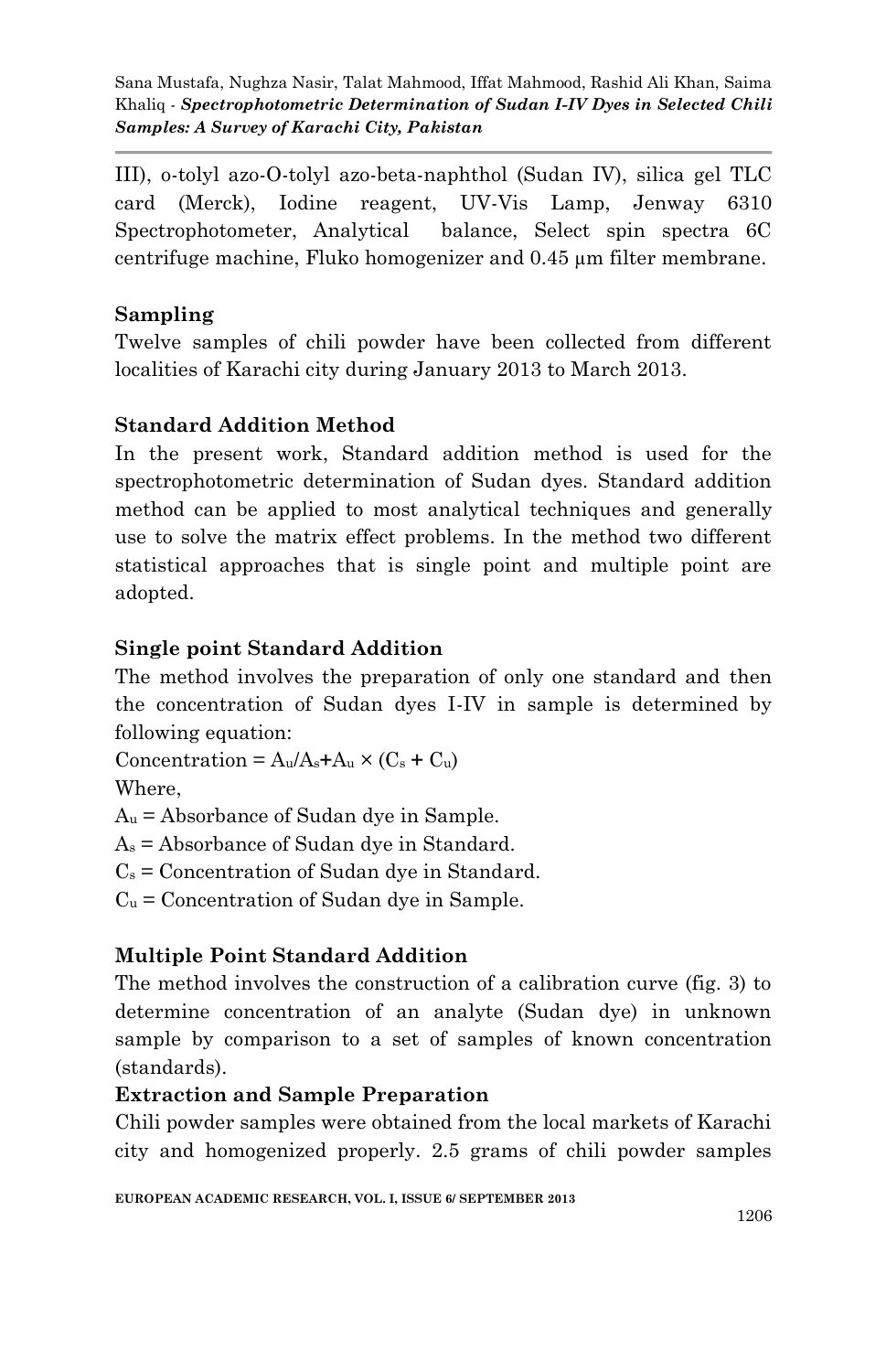III), o-tolyl azo-O-tolyl azo-beta-naphthol (Sudan IV), silica gel TLC card (Merck), Iodine reagent, UV-Vis Lamp, Jenway 6310 Spectrophotometer, Analytical balance, Select spin spectra 6C centrifuge machine, Fluko homogenizer and 0.45 μm filter membrane.

### Sampling

Twelve samples of chili powder have been collected from different localities of Karachi city during January 2013 to March 2013.

### Standard Addition Method

In the present work, Standard addition method is used for the spectrophotometric determination of Sudan dyes. Standard addition method can be applied to most analytical techniques and generally use to solve the matrix effect problems. In the method two different statistical approaches that is single point and multiple point are adopted.

### Single point Standard Addition

The method involves the preparation of only one standard and then the concentration of Sudan dyes I-IV in sample is determined by following equation:

Concentration = $A_u/A_s+A_u \times (C_s + C_u)$

Where,

$A_u$ = Absorbance of Sudan dye in Sample.

$A_s$ = Absorbance of Sudan dye in Standard.

$C_s$ = Concentration of Sudan dye in Standard.

$C_u$ = Concentration of Sudan dye in Sample.

### Multiple Point Standard Addition

The method involves the construction of a calibration curve (fig. 3) to determine concentration of an analyte (Sudan dye) in unknown sample by comparison to a set of samples of known concentration (standards).

### Extraction and Sample Preparation

Chili powder samples were obtained from the local markets of Karachi city and homogenized properly. 2.5 grams of chili powder samples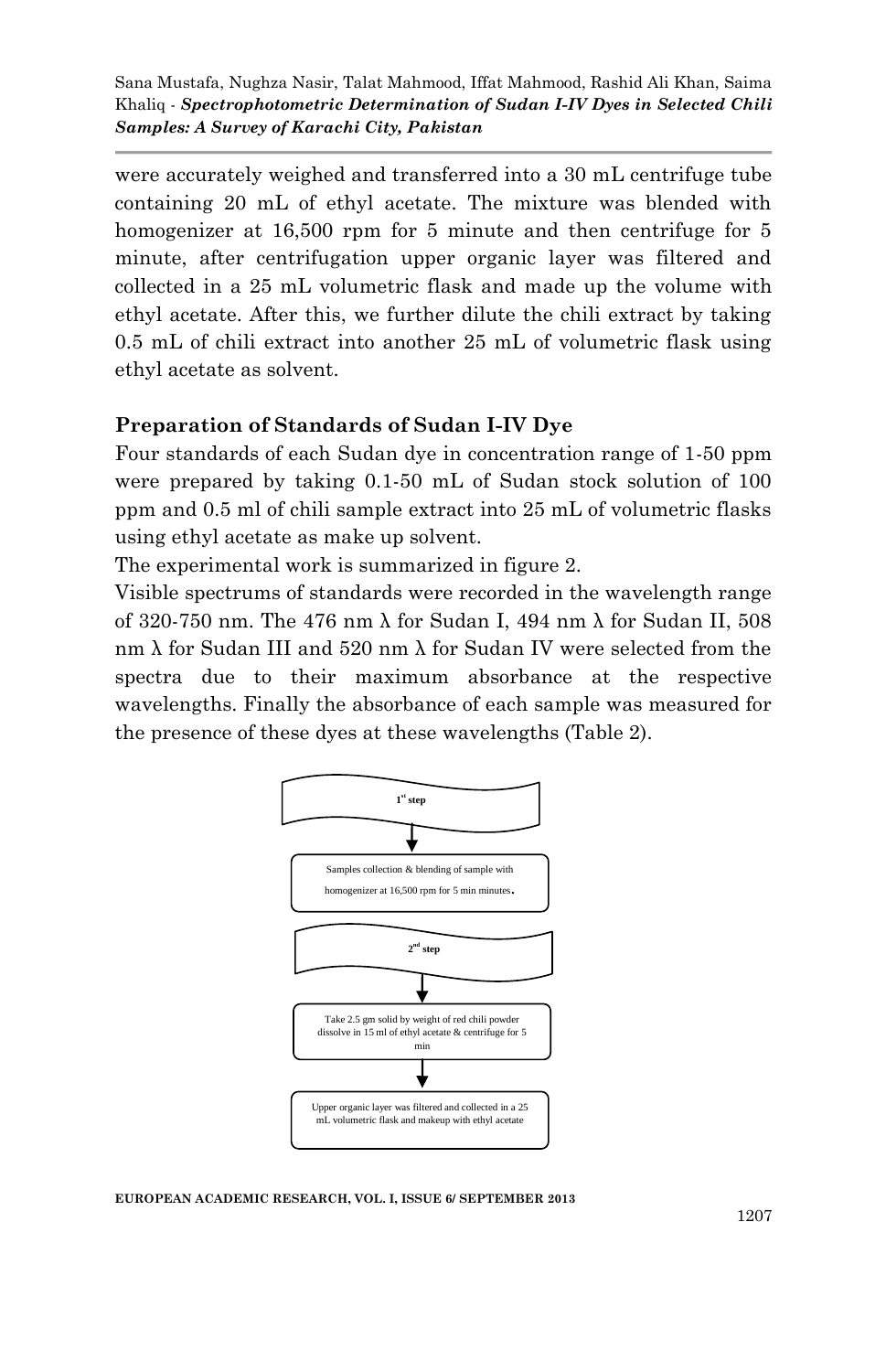were accurately weighed and transferred into a 30 mL centrifuge tube containing 20 mL of ethyl acetate. The mixture was blended with homogenizer at 16,500 rpm for 5 minute and then centrifuge for 5 minute, after centrifugation upper organic layer was filtered and collected in a 25 mL volumetric flask and made up the volume with ethyl acetate. After this, we further dilute the chili extract by taking 0.5 mL of chili extract into another 25 mL of volumetric flask using ethyl acetate as solvent.

### Preparation of Standards of Sudan I-IV Dye

Four standards of each Sudan dye in concentration range of 1-50 ppm were prepared by taking 0.1-50 mL of Sudan stock solution of 100 ppm and 0.5 ml of chili sample extract into 25 mL of volumetric flasks using ethyl acetate as make up solvent.

The experimental work is summarized in figure 2.

Visible spectrums of standards were recorded in the wavelength range of 320-750 nm. The 476 nm λ for Sudan I, 494 nm λ for Sudan II, 508 nm λ for Sudan III and 520 nm λ for Sudan IV were selected from the spectra due to their maximum absorbance at the respective wavelengths. Finally the absorbance of each sample was measured for the presence of these dyes at these wavelengths (Table 2).

1[st] step

Samples collection & blending of sample with homogenizer at 16,500 rpm for 5 min minutes.

2[nd] step

Take 2.5 gm solid by weight of red chili powder dissolve in 15 ml of ethyl acetate & centrifuge for 5 min

Upper organic layer was filtered and collected in a 25 mL volumetric flask and makeup with ethyl acetate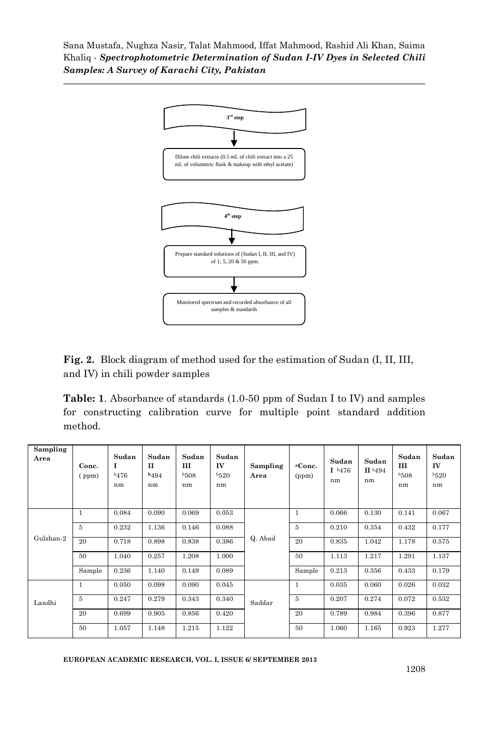3[rd] step

Dilute chili extracts (0.5 mL of chili extract into a 25 mL of volumetric flask & makeup with ethyl acetate)

4[th] step

Prepare standard solutions of (Sudan I, II, III, and IV) of 1, 5, 20 & 50 ppm.

Monitored spectrum and recorded absorbance of all samples & standards

**Fig. 2.** Block diagram of method used for the estimation of Sudan (I, II, III, and IV) in chili powder samples

**Table: 1**. Absorbance of standards (1.0-50 ppm of Sudan I to IV) and samples for constructing calibration curve for multiple point standard addition method.

| Sampling Area | Conc. ( ppm) | Sudan I [b]476 nm | Sudan II [b]494 nm | Sudan III [b]508 nm | Sudan IV [b]520 nm | Sampling Area | [a]Conc. (ppm) | Sudan I [b]476 nm | Sudan II [b]494 nm | Sudan III [b]508 nm | Sudan IV [b]520 nm |
|---|---|---|---|---|---|---|---|---|---|---|---|
| Gulshan-2 | 1 | 0.084 | 0.090 | 0.069 | 0.053 | Q. Abad | 1 | 0.066 | 0.130 | 0.141 | 0.067 |
| | 5 | 0.232 | 1.136 | 0.146 | 0.088 | | 5 | 0.210 | 0.354 | 0.432 | 0.177 |
| | 20 | 0.718 | 0.898 | 0.838 | 0.386 | | 20 | 0.835 | 1.042 | 1.178 | 0.575 |
| | 50 | 1.040 | 0.257 | 1.208 | 1.000 | | 50 | 1.113 | 1.217 | 1.291 | 1.137 |
| | Sample | 0.236 | 1.140 | 0.149 | 0.089 | | Sample | 0.213 | 0.356 | 0.433 | 0.179 |
| Landhi | 1 | 0.050 | 0.098 | 0.090 | 0.045 | Saddar | 1 | 0.035 | 0.060 | 0.026 | 0.032 |
| | 5 | 0.247 | 0.279 | 0.343 | 0.340 | | 5 | 0.207 | 0.274 | 0.072 | 0.532 |
| | 20 | 0.699 | 0.905 | 0.856 | 0.420 | | 20 | 0.789 | 0.984 | 0.396 | 0.877 |
| | 50 | 1.057 | 1.148 | 1.215 | 1.122 | | 50 | 1.060 | 1.165 | 0.923 | 1.277 |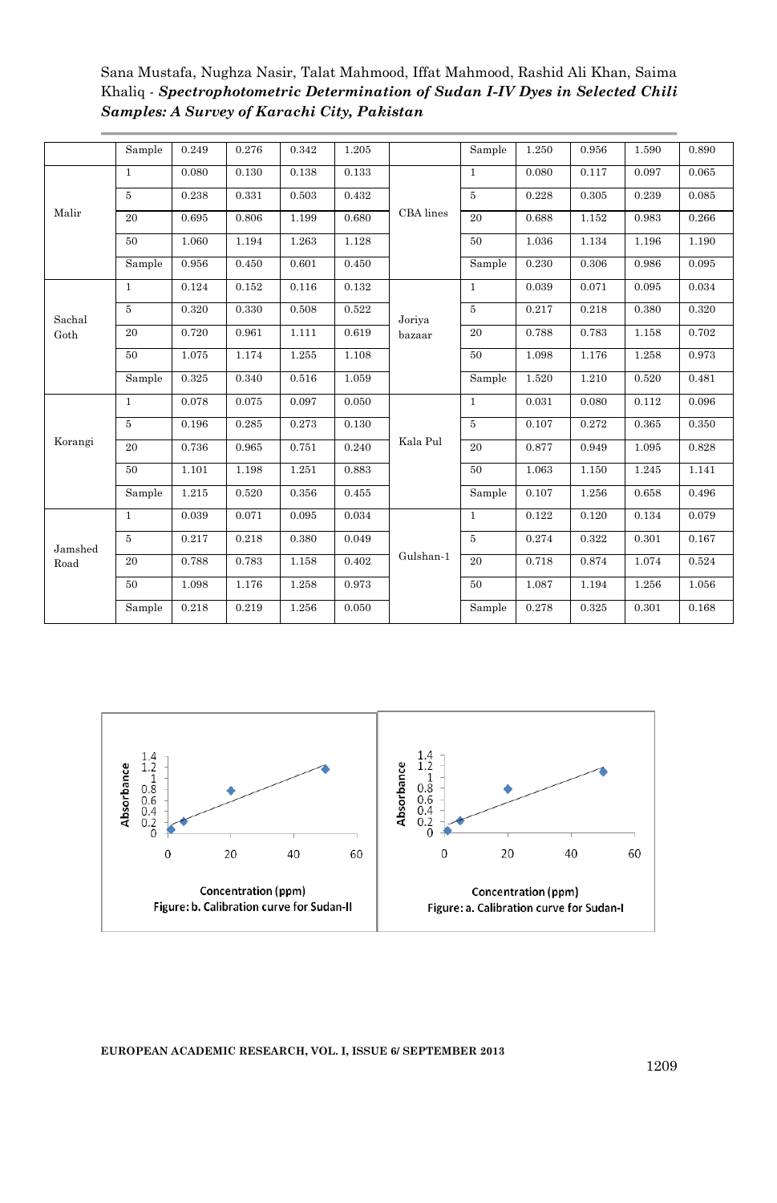| | | | | | | | | | | | |
|---|---|---|---|---|---|---|---|---|---|---|---|
| | Sample | 0.249 | 0.276 | 0.342 | 1.205 | | Sample | 1.250 | 0.956 | 1.590 | 0.890 |
| Malir | 1 | 0.080 | 0.130 | 0.138 | 0.133 | CBA lines | 1 | 0.080 | 0.117 | 0.097 | 0.065 |
| | 5 | 0.238 | 0.331 | 0.503 | 0.432 | | 5 | 0.228 | 0.305 | 0.239 | 0.085 |
| | 20 | 0.695 | 0.806 | 1.199 | 0.680 | | 20 | 0.688 | 1.152 | 0.983 | 0.266 |
| | 50 | 1.060 | 1.194 | 1.263 | 1.128 | | 50 | 1.036 | 1.134 | 1.196 | 1.190 |
| | Sample | 0.956 | 0.450 | 0.601 | 0.450 | | Sample | 0.230 | 0.306 | 0.986 | 0.095 |
| Sachal Goth | 1 | 0.124 | 0.152 | 0.116 | 0.132 | Joriya bazaar | 1 | 0.039 | 0.071 | 0.095 | 0.034 |
| | 5 | 0.320 | 0.330 | 0.508 | 0.522 | | 5 | 0.217 | 0.218 | 0.380 | 0.320 |
| | 20 | 0.720 | 0.961 | 1.111 | 0.619 | | 20 | 0.788 | 0.783 | 1.158 | 0.702 |
| | 50 | 1.075 | 1.174 | 1.255 | 1.108 | | 50 | 1.098 | 1.176 | 1.258 | 0.973 |
| | Sample | 0.325 | 0.340 | 0.516 | 1.059 | | Sample | 1.520 | 1.210 | 0.520 | 0.481 |
| Korangi | 1 | 0.078 | 0.075 | 0.097 | 0.050 | Kala Pul | 1 | 0.031 | 0.080 | 0.112 | 0.096 |
| | 5 | 0.196 | 0.285 | 0.273 | 0.130 | | 5 | 0.107 | 0.272 | 0.365 | 0.350 |
| | 20 | 0.736 | 0.965 | 0.751 | 0.240 | | 20 | 0.877 | 0.949 | 1.095 | 0.828 |
| | 50 | 1.101 | 1.198 | 1.251 | 0.883 | | 50 | 1.063 | 1.150 | 1.245 | 1.141 |
| | Sample | 1.215 | 0.520 | 0.356 | 0.455 | | Sample | 0.107 | 1.256 | 0.658 | 0.496 |
| Jamshed Road | 1 | 0.039 | 0.071 | 0.095 | 0.034 | Gulshan-1 | 1 | 0.122 | 0.120 | 0.134 | 0.079 |
| | 5 | 0.217 | 0.218 | 0.380 | 0.049 | | 5 | 0.274 | 0.322 | 0.301 | 0.167 |
| | 20 | 0.788 | 0.783 | 1.158 | 0.402 | | 20 | 0.718 | 0.874 | 1.074 | 0.524 |
| | 50 | 1.098 | 1.176 | 1.258 | 0.973 | | 50 | 1.087 | 1.194 | 1.256 | 1.056 |
| | Sample | 0.218 | 0.219 | 1.256 | 0.050 | | Sample | 0.278 | 0.325 | 0.301 | 0.168 |

Absorbance
1.4
1.2
1
0.8
0.6
0.4
0.2
0
0 20 40 60
Concentration (ppm)

Figure: b. Calibration curve for Sudan-II

Absorbance
1.4
1.2
1
0.8
0.6
0.4
0.2
0
0 20 40 60
Concentration (ppm)

Figure: a. Calibration curve for Sudan-I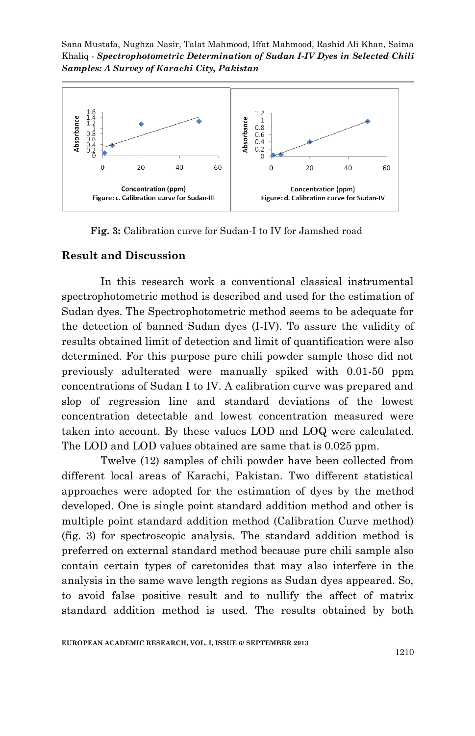Absorbance
1.6
1.4
1.2
1
0.8
0.6
0.4
0.2
0
0
20
40
60
Concentration (ppm)
Figure: c. Calibration curve for Sudan-III

Absorbance
1.2
1
0.8
0.6
0.4
0.2
0
0
20
40
60
Concentration (ppm)
Figure: d. Calibration curve for Sudan-IV

**Fig. 3:** Calibration curve for Sudan-I to IV for Jamshed road

## Result and Discussion

In this research work a conventional classical instrumental spectrophotometric method is described and used for the estimation of Sudan dyes. The Spectrophotometric method seems to be adequate for the detection of banned Sudan dyes (I-IV). To assure the validity of results obtained limit of detection and limit of quantification were also determined. For this purpose pure chili powder sample those did not previously adulterated were manually spiked with 0.01-50 ppm concentrations of Sudan I to IV. A calibration curve was prepared and slop of regression line and standard deviations of the lowest concentration detectable and lowest concentration measured were taken into account. By these values LOD and LOQ were calculated. The LOD and LOD values obtained are same that is 0.025 ppm.

Twelve (12) samples of chili powder have been collected from different local areas of Karachi, Pakistan. Two different statistical approaches were adopted for the estimation of dyes by the method developed. One is single point standard addition method and other is multiple point standard addition method (Calibration Curve method) (fig. 3) for spectroscopic analysis. The standard addition method is preferred on external standard method because pure chili sample also contain certain types of caretonides that may also interfere in the analysis in the same wave length regions as Sudan dyes appeared. So, to avoid false positive result and to nullify the affect of matrix standard addition method is used. The results obtained by both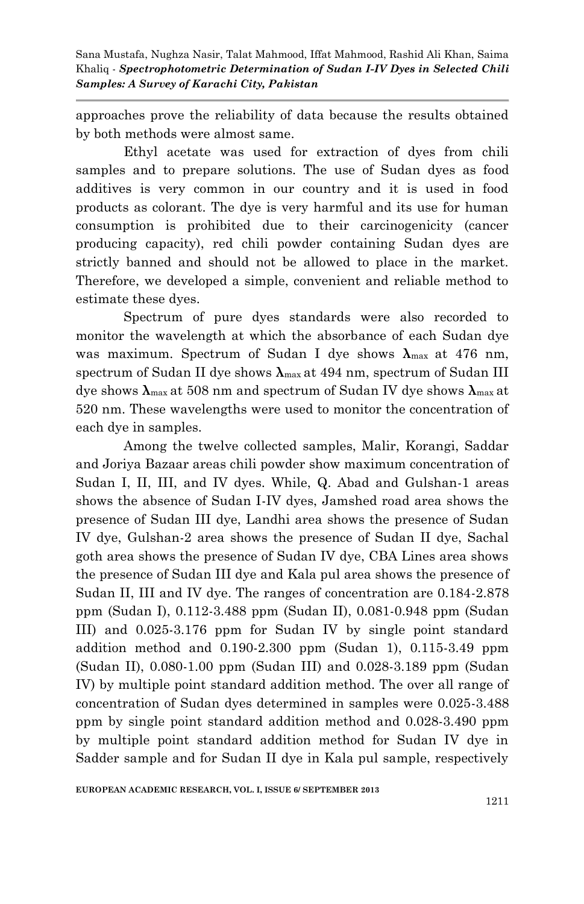approaches prove the reliability of data because the results obtained by both methods were almost same.

Ethyl acetate was used for extraction of dyes from chili samples and to prepare solutions. The use of Sudan dyes as food additives is very common in our country and it is used in food products as colorant. The dye is very harmful and its use for human consumption is prohibited due to their carcinogenicity (cancer producing capacity), red chili powder containing Sudan dyes are strictly banned and should not be allowed to place in the market. Therefore, we developed a simple, convenient and reliable method to estimate these dyes.

Spectrum of pure dyes standards were also recorded to monitor the wavelength at which the absorbance of each Sudan dye was maximum. Spectrum of Sudan I dye shows $\lambda_{max}$ at 476 nm, spectrum of Sudan II dye shows $\lambda_{max}$ at 494 nm, spectrum of Sudan III dye shows $\lambda_{max}$ at 508 nm and spectrum of Sudan IV dye shows $\lambda_{max}$ at 520 nm. These wavelengths were used to monitor the concentration of each dye in samples.

Among the twelve collected samples, Malir, Korangi, Saddar and Joriya Bazaar areas chili powder show maximum concentration of Sudan I, II, III, and IV dyes. While, Q. Abad and Gulshan-1 areas shows the absence of Sudan I-IV dyes, Jamshed road area shows the presence of Sudan III dye, Landhi area shows the presence of Sudan IV dye, Gulshan-2 area shows the presence of Sudan II dye, Sachal goth area shows the presence of Sudan IV dye, CBA Lines area shows the presence of Sudan III dye and Kala pul area shows the presence of Sudan II, III and IV dye. The ranges of concentration are 0.184-2.878 ppm (Sudan I), 0.112-3.488 ppm (Sudan II), 0.081-0.948 ppm (Sudan III) and 0.025-3.176 ppm for Sudan IV by single point standard addition method and 0.190-2.300 ppm (Sudan 1), 0.115-3.49 ppm (Sudan II), 0.080-1.00 ppm (Sudan III) and 0.028-3.189 ppm (Sudan IV) by multiple point standard addition method. The over all range of concentration of Sudan dyes determined in samples were 0.025-3.488 ppm by single point standard addition method and 0.028-3.490 ppm by multiple point standard addition method for Sudan IV dye in Sadder sample and for Sudan II dye in Kala pul sample, respectively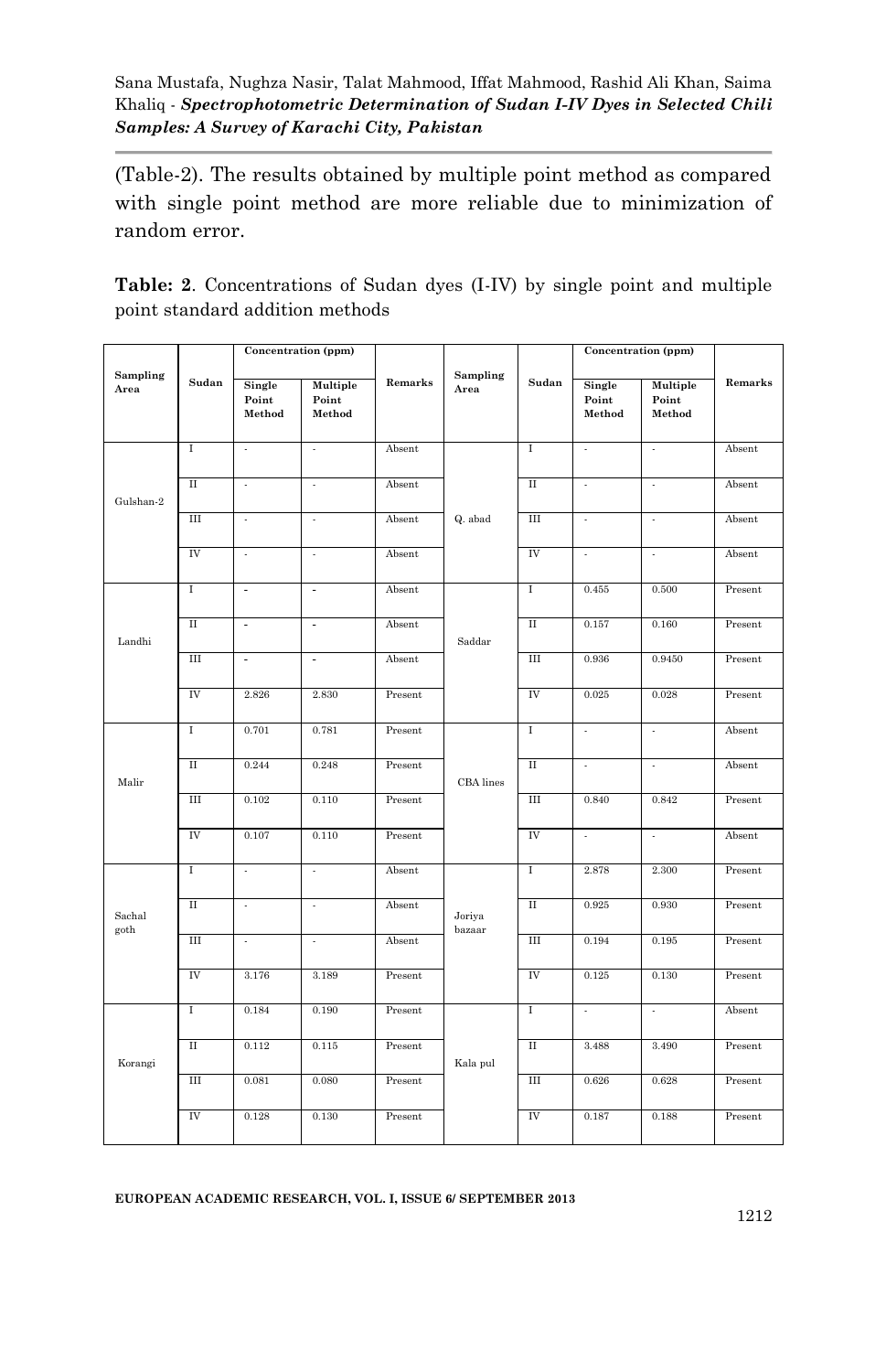(Table-2). The results obtained by multiple point method as compared with single point method are more reliable due to minimization of random error.

**Table: 2**. Concentrations of Sudan dyes (I-IV) by single point and multiple point standard addition methods

| Sampling Area | Sudan | Concentration (ppm) | | Remarks | Sampling Area | Sudan | Concentration (ppm) | | Remarks |
|---|---|---|---|---|---|---|---|---|---|
| | | Single Point Method | Multiple Point Method | | | | Single Point Method | Multiple Point Method | |
| Gulshan-2 | I | - | - | Absent | Q. abad | I | - | - | Absent |
| | II | - | - | Absent | | II | - | - | Absent |
| | III | - | - | Absent | | III | - | - | Absent |
| | IV | - | - | Absent | | IV | - | - | Absent |
| Landhi | I | - | - | Absent | Saddar | I | 0.455 | 0.500 | Present |
| | II | - | - | Absent | | II | 0.157 | 0.160 | Present |
| | III | - | - | Absent | | III | 0.936 | 0.9450 | Present |
| | IV | 2.826 | 2.830 | Present | | IV | 0.025 | 0.028 | Present |
| Malir | I | 0.701 | 0.781 | Present | CBA lines | I | - | - | Absent |
| | II | 0.244 | 0.248 | Present | | II | - | - | Absent |
| | III | 0.102 | 0.110 | Present | | III | 0.840 | 0.842 | Present |
| | IV | 0.107 | 0.110 | Present | | IV | - | - | Absent |
| Sachal goth | I | - | - | Absent | Joriya bazaar | I | 2.878 | 2.300 | Present |
| | II | - | - | Absent | | II | 0.925 | 0.930 | Present |
| | III | - | - | Absent | | III | 0.194 | 0.195 | Present |
| | IV | 3.176 | 3.189 | Present | | IV | 0.125 | 0.130 | Present |
| Korangi | I | 0.184 | 0.190 | Present | Kala pul | I | - | - | Absent |
| | II | 0.112 | 0.115 | Present | | II | 3.488 | 3.490 | Present |
| | III | 0.081 | 0.080 | Present | | III | 0.626 | 0.628 | Present |
| | IV | 0.128 | 0.130 | Present | | IV | 0.187 | 0.188 | Present |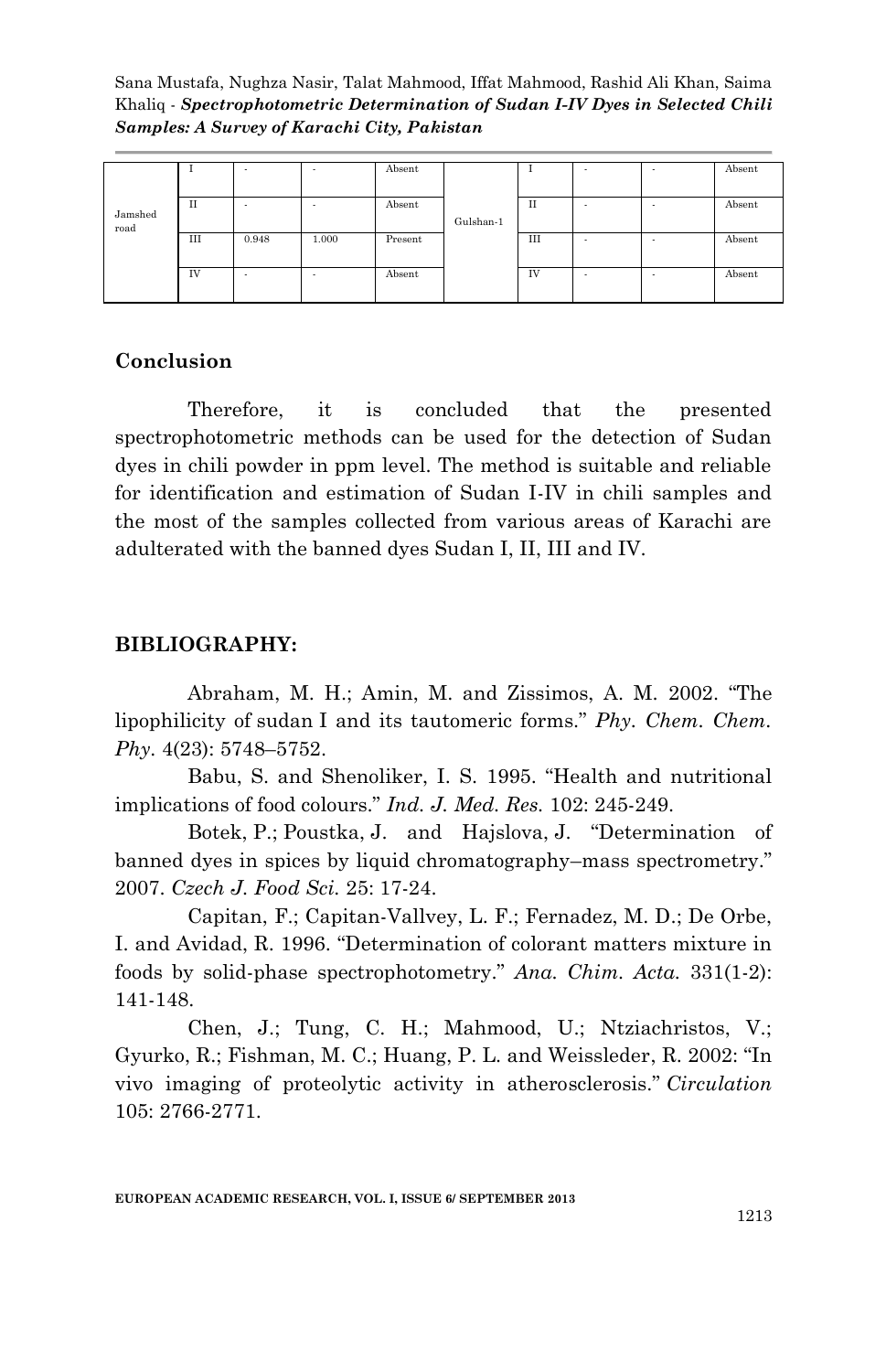| | | | | | | | | | |
|---|---|---|---|---|---|---|---|---|---|
| Jamshed road | I | - | - | Absent | Gulshan-1 | I | - | - | Absent |
| | II | - | - | Absent | | II | - | - | Absent |
| | III | 0.948 | 1.000 | Present | | III | - | - | Absent |
| | IV | - | - | Absent | | IV | - | - | Absent |

## Conclusion

Therefore, it is concluded that the presented spectrophotometric methods can be used for the detection of Sudan dyes in chili powder in ppm level. The method is suitable and reliable for identification and estimation of Sudan I-IV in chili samples and the most of the samples collected from various areas of Karachi are adulterated with the banned dyes Sudan I, II, III and IV.

## BIBLIOGRAPHY:

Abraham, M. H.; Amin, M. and Zissimos, A. M. 2002. "The lipophilicity of sudan I and its tautomeric forms." *Phy. Chem. Chem. Phy.* 4(23): 5748–5752.

Babu, S. and Shenoliker, I. S. 1995. "Health and nutritional implications of food colours." *Ind. J. Med. Res.* 102: 245-249.

Botek, P.; Poustka, J. and Hajslova, J. "Determination of banned dyes in spices by liquid chromatography–mass spectrometry." 2007. *Czech J. Food Sci.* 25: 17-24.

Capitan, F.; Capitan-Vallvey, L. F.; Fernadez, M. D.; De Orbe, I. and Avidad, R. 1996. "Determination of colorant matters mixture in foods by solid-phase spectrophotometry." *Ana. Chim. Acta.* 331(1-2): 141-148.

Chen, J.; Tung, C. H.; Mahmood, U.; Ntziachristos, V.; Gyurko, R.; Fishman, M. C.; Huang, P. L. and Weissleder, R. 2002: "In vivo imaging of proteolytic activity in atherosclerosis." *Circulation* 105: 2766-2771.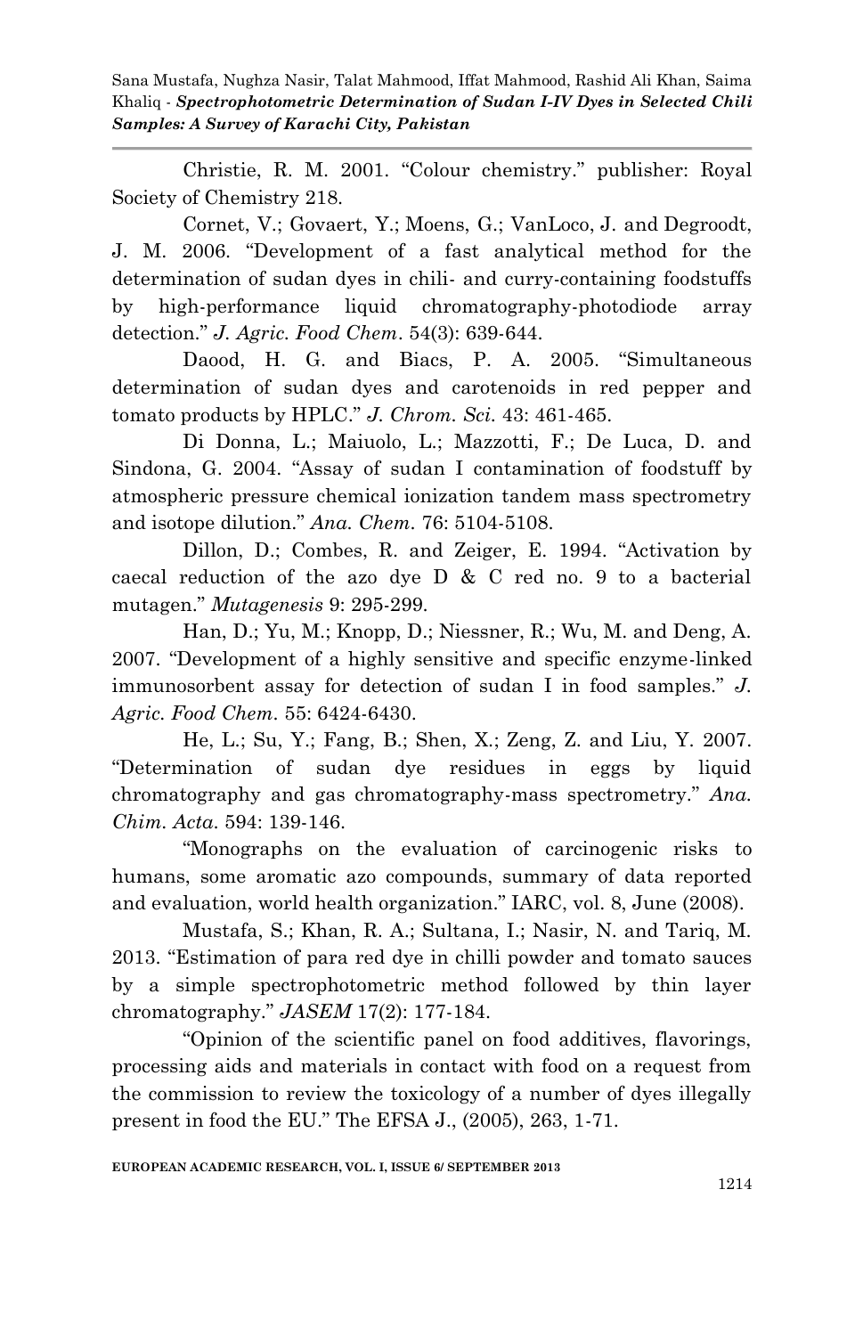Christie, R. M. 2001. "Colour chemistry." publisher: Royal Society of Chemistry 218.

Cornet, V.; Govaert, Y.; Moens, G.; VanLoco, J. and Degroodt, J. M. 2006. "Development of a fast analytical method for the determination of sudan dyes in chili- and curry-containing foodstuffs by high-performance liquid chromatography-photodiode array detection." *J. Agric. Food Chem*. 54(3): 639-644.

Daood, H. G. and Biacs, P. A. 2005. "Simultaneous determination of sudan dyes and carotenoids in red pepper and tomato products by HPLC." *J. Chrom. Sci.* 43: 461-465.

Di Donna, L.; Maiuolo, L.; Mazzotti, F.; De Luca, D. and Sindona, G. 2004. "Assay of sudan I contamination of foodstuff by atmospheric pressure chemical ionization tandem mass spectrometry and isotope dilution." *Ana. Chem.* 76: 5104-5108.

Dillon, D.; Combes, R. and Zeiger, E. 1994. "Activation by caecal reduction of the azo dye D & C red no. 9 to a bacterial mutagen." *Mutagenesis* 9: 295-299.

Han, D.; Yu, M.; Knopp, D.; Niessner, R.; Wu, M. and Deng, A. 2007. "Development of a highly sensitive and specific enzyme-linked immunosorbent assay for detection of sudan I in food samples." *J. Agric. Food Chem.* 55: 6424-6430.

He, L.; Su, Y.; Fang, B.; Shen, X.; Zeng, Z. and Liu, Y. 2007. "Determination of sudan dye residues in eggs by liquid chromatography and gas chromatography-mass spectrometry." *Ana. Chim. Acta.* 594: 139-146.

"Monographs on the evaluation of carcinogenic risks to humans, some aromatic azo compounds, summary of data reported and evaluation, world health organization." IARC, vol. 8, June (2008).

Mustafa, S.; Khan, R. A.; Sultana, I.; Nasir, N. and Tariq, M. 2013. "Estimation of para red dye in chilli powder and tomato sauces by a simple spectrophotometric method followed by thin layer chromatography." *JASEM* 17(2): 177-184.

"Opinion of the scientific panel on food additives, flavorings, processing aids and materials in contact with food on a request from the commission to review the toxicology of a number of dyes illegally present in food the EU." The EFSA J., (2005), 263, 1-71.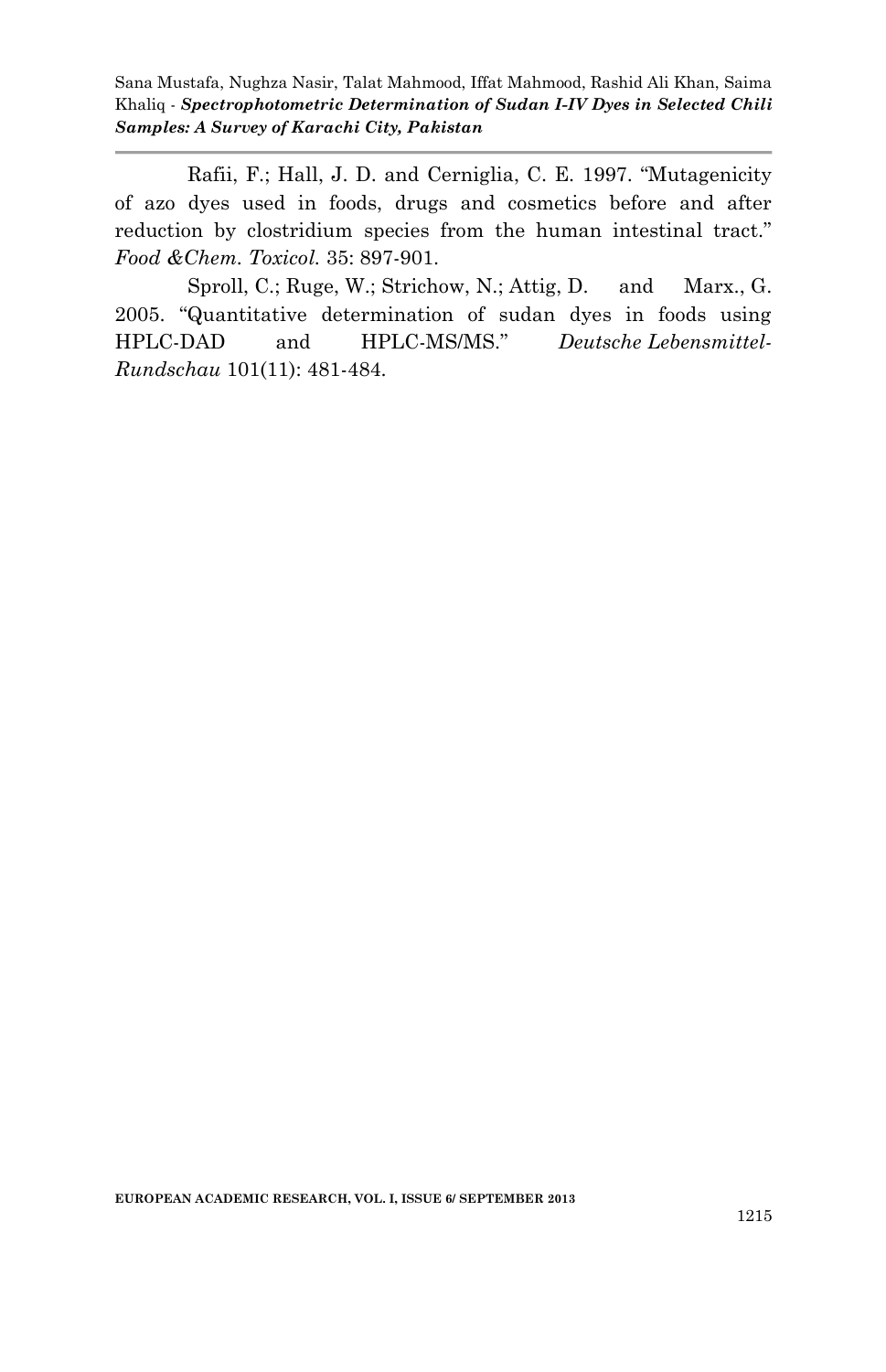Rafii, F.; Hall, J. D. and Cerniglia, C. E. 1997. "Mutagenicity of azo dyes used in foods, drugs and cosmetics before and after reduction by clostridium species from the human intestinal tract." *Food &Chem. Toxicol.* 35: 897-901.

Sproll, C.; Ruge, W.; Strichow, N.; Attig, D. and Marx., G. 2005. "Quantitative determination of sudan dyes in foods using HPLC-DAD and HPLC-MS/MS." *Deutsche Lebensmittel-Rundschau* 101(11): 481-484.